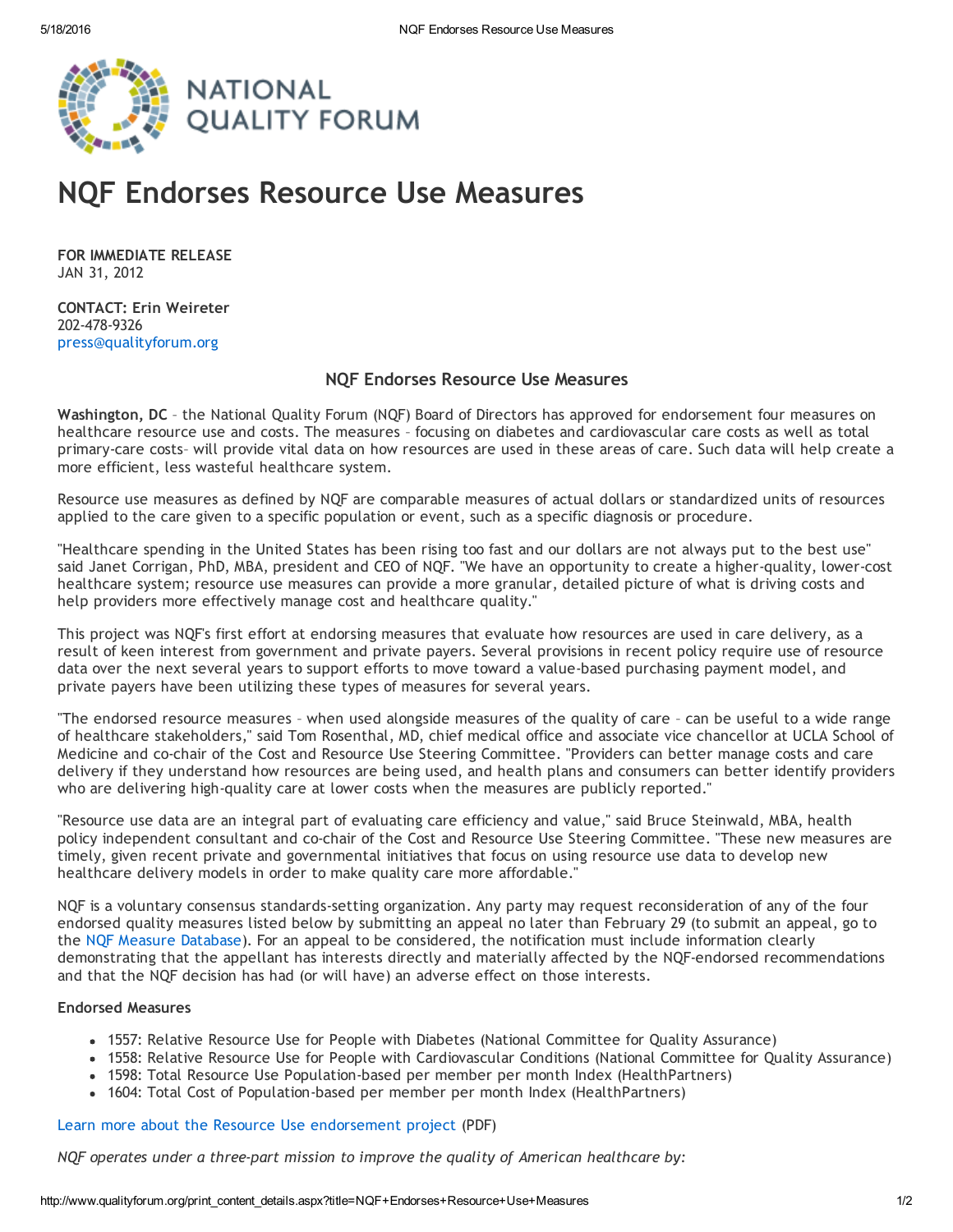# NQF Endorses Resource Use Measures

**FOR IMMEDIATE RELEASE**
JAN 31, 2012

**CONTACT: Erin Weireter**
202-478-9326
press@qualityforum.org

## NQF Endorses Resource Use Measures

**Washington, DC** – the National Quality Forum (NQF) Board of Directors has approved for endorsement four measures on healthcare resource use and costs. The measures – focusing on diabetes and cardiovascular care costs as well as total primary-care costs– will provide vital data on how resources are used in these areas of care. Such data will help create a more efficient, less wasteful healthcare system.

Resource use measures as defined by NQF are comparable measures of actual dollars or standardized units of resources applied to the care given to a specific population or event, such as a specific diagnosis or procedure.

"Healthcare spending in the United States has been rising too fast and our dollars are not always put to the best use" said Janet Corrigan, PhD, MBA, president and CEO of NQF. "We have an opportunity to create a higher-quality, lower-cost healthcare system; resource use measures can provide a more granular, detailed picture of what is driving costs and help providers more effectively manage cost and healthcare quality."

This project was NQF's first effort at endorsing measures that evaluate how resources are used in care delivery, as a result of keen interest from government and private payers. Several provisions in recent policy require use of resource data over the next several years to support efforts to move toward a value-based purchasing payment model, and private payers have been utilizing these types of measures for several years.

"The endorsed resource measures – when used alongside measures of the quality of care – can be useful to a wide range of healthcare stakeholders," said Tom Rosenthal, MD, chief medical office and associate vice chancellor at UCLA School of Medicine and co-chair of the Cost and Resource Use Steering Committee. "Providers can better manage costs and care delivery if they understand how resources are being used, and health plans and consumers can better identify providers who are delivering high-quality care at lower costs when the measures are publicly reported."

"Resource use data are an integral part of evaluating care efficiency and value," said Bruce Steinwald, MBA, health policy independent consultant and co-chair of the Cost and Resource Use Steering Committee. "These new measures are timely, given recent private and governmental initiatives that focus on using resource use data to develop new healthcare delivery models in order to make quality care more affordable."

NQF is a voluntary consensus standards-setting organization. Any party may request reconsideration of any of the four endorsed quality measures listed below by submitting an appeal no later than February 29 (to submit an appeal, go to the NQF Measure Database). For an appeal to be considered, the notification must include information clearly demonstrating that the appellant has interests directly and materially affected by the NQF-endorsed recommendations and that the NQF decision has had (or will have) an adverse effect on those interests.

**Endorsed Measures**

- 1557: Relative Resource Use for People with Diabetes (National Committee for Quality Assurance)
- 1558: Relative Resource Use for People with Cardiovascular Conditions (National Committee for Quality Assurance)
- 1598: Total Resource Use Population-based per member per month Index (HealthPartners)
- 1604: Total Cost of Population-based per member per month Index (HealthPartners)

Learn more about the Resource Use endorsement project (PDF)

*NQF operates under a three-part mission to improve the quality of American healthcare by:*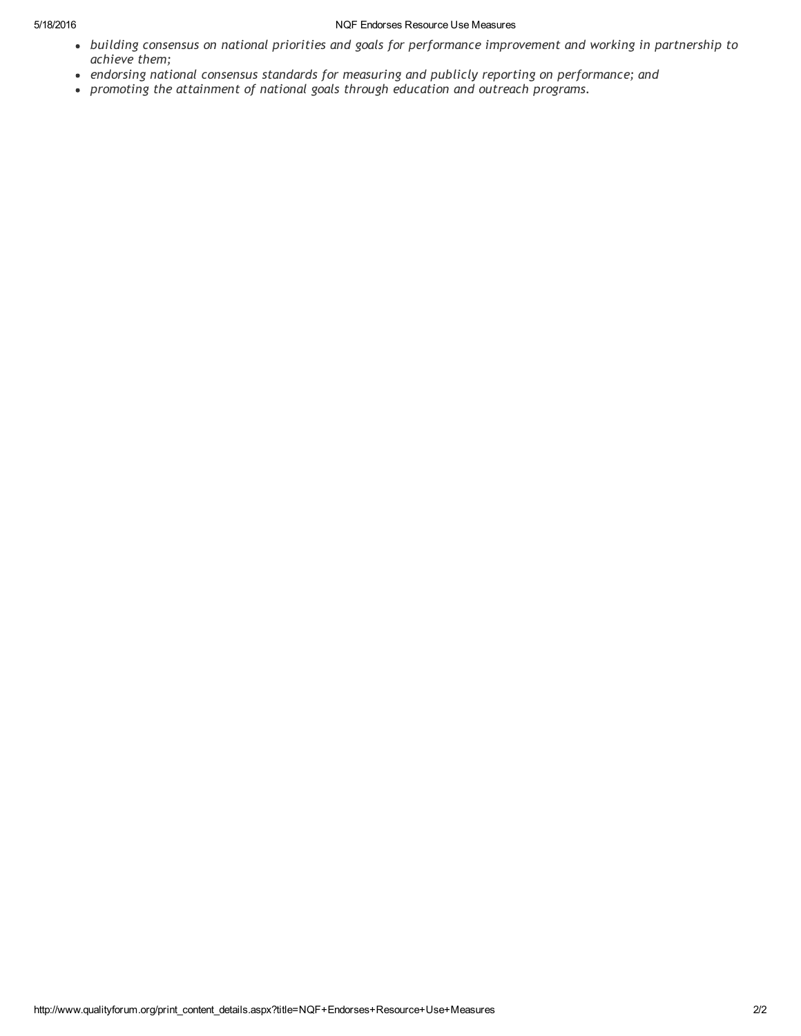- *building consensus on national priorities and goals for performance improvement and working in partnership to achieve them;*
- *endorsing national consensus standards for measuring and publicly reporting on performance; and*
- *promoting the attainment of national goals through education and outreach programs.*